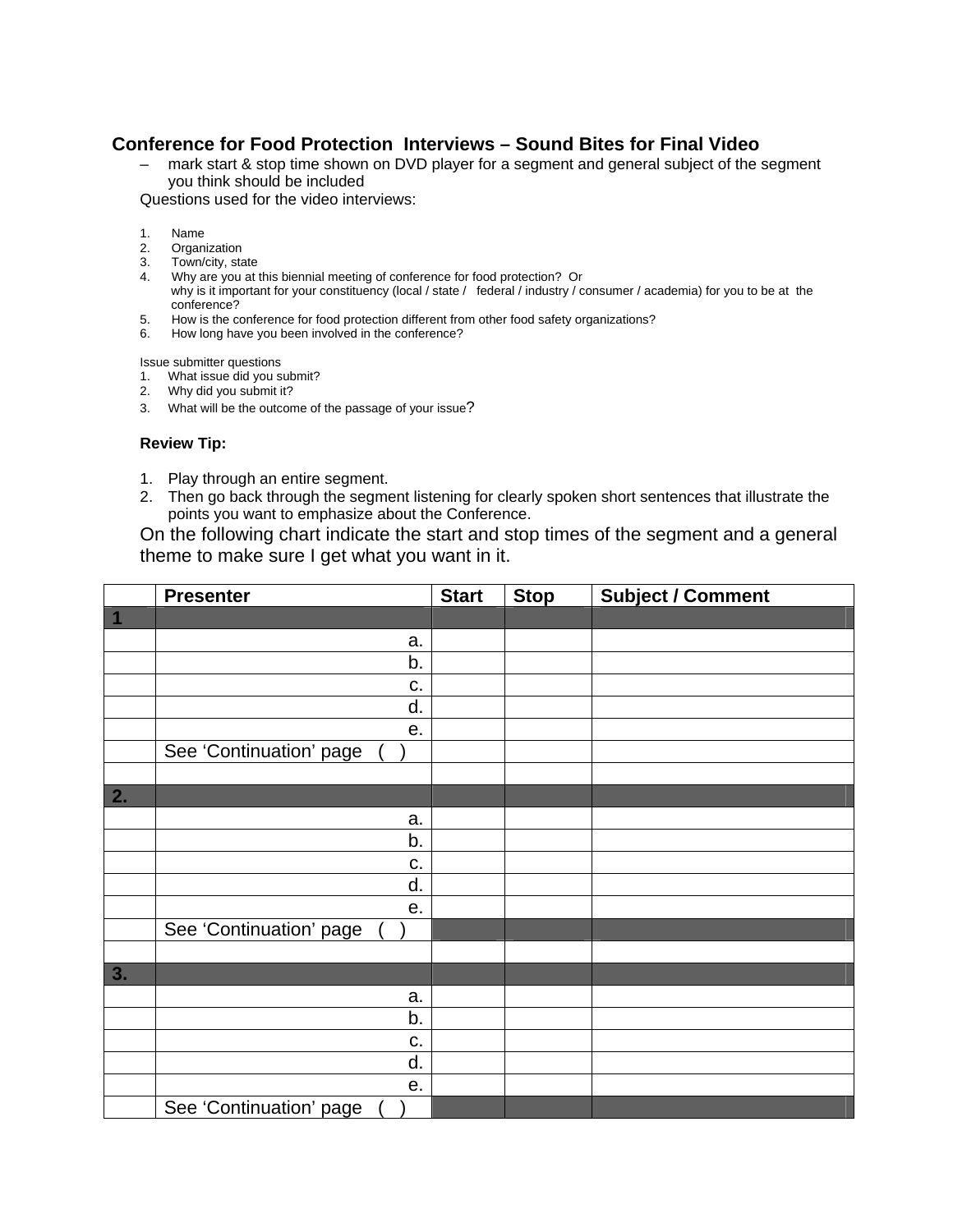## Conference for Food Protection Interviews – Sound Bites for Final Video

– mark start & stop time shown on DVD player for a segment and general subject of the segment you think should be included

Questions used for the video interviews:

1. Name
2. Organization
3. Town/city, state
4. Why are you at this biennial meeting of conference for food protection? Or why is it important for your constituency (local / state / federal / industry / consumer / academia) for you to be at the conference?
5. How is the conference for food protection different from other food safety organizations?
6. How long have you been involved in the conference?

Issue submitter questions

1. What issue did you submit?
2. Why did you submit it?
3. What will be the outcome of the passage of your issue?

**Review Tip:**

1. Play through an entire segment.
2. Then go back through the segment listening for clearly spoken short sentences that illustrate the points you want to emphasize about the Conference.

On the following chart indicate the start and stop times of the segment and a general theme to make sure I get what you want in it.

| | Presenter | Start | Stop | Subject / Comment |
|---|---|---|---|---|
| **1** | | | | |
| | a. | | | |
| | b. | | | |
| | c. | | | |
| | d. | | | |
| | e. | | | |
| | See 'Continuation' page ( ) | | | |
| | | | | |
| **2.** | | | | |
| | a. | | | |
| | b. | | | |
| | c. | | | |
| | d. | | | |
| | e. | | | |
| | See 'Continuation' page ( ) | | | |
| | | | | |
| **3.** | | | | |
| | a. | | | |
| | b. | | | |
| | c. | | | |
| | d. | | | |
| | e. | | | |
| | See 'Continuation' page ( ) | | | |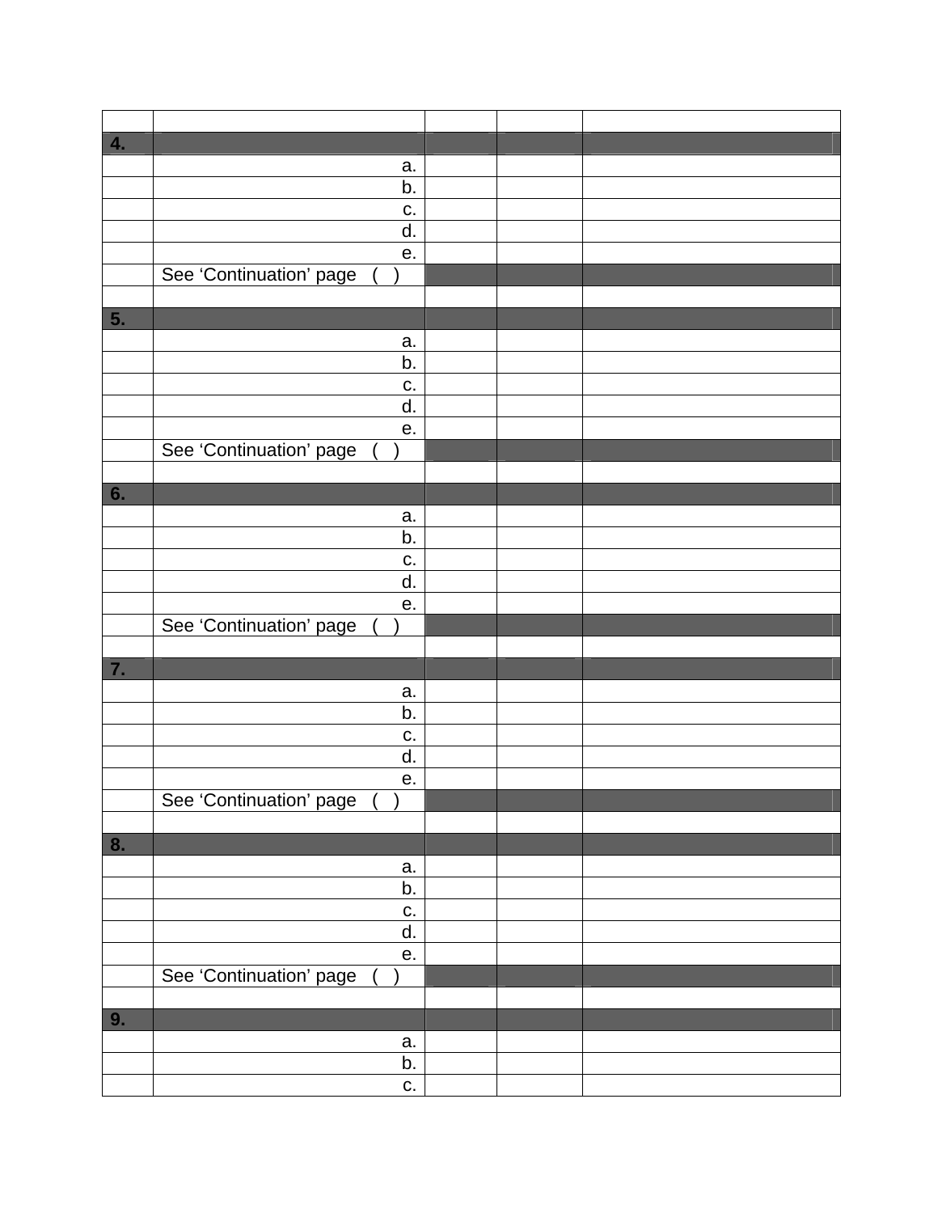| | | | | |
|---|---|---|---|---|
| **4.** | | | | |
| | a. | | | |
| | b. | | | |
| | c. | | | |
| | d. | | | |
| | e. | | | |
| | See ‘Continuation’ page ( ) | | | |
| | | | | |
| **5.** | | | | |
| | a. | | | |
| | b. | | | |
| | c. | | | |
| | d. | | | |
| | e. | | | |
| | See ‘Continuation’ page ( ) | | | |
| | | | | |
| **6.** | | | | |
| | a. | | | |
| | b. | | | |
| | c. | | | |
| | d. | | | |
| | e. | | | |
| | See ‘Continuation’ page ( ) | | | |
| | | | | |
| **7.** | | | | |
| | a. | | | |
| | b. | | | |
| | c. | | | |
| | d. | | | |
| | e. | | | |
| | See ‘Continuation’ page ( ) | | | |
| | | | | |
| **8.** | | | | |
| | a. | | | |
| | b. | | | |
| | c. | | | |
| | d. | | | |
| | e. | | | |
| | See ‘Continuation’ page ( ) | | | |
| | | | | |
| **9.** | | | | |
| | a. | | | |
| | b. | | | |
| | c. | | | |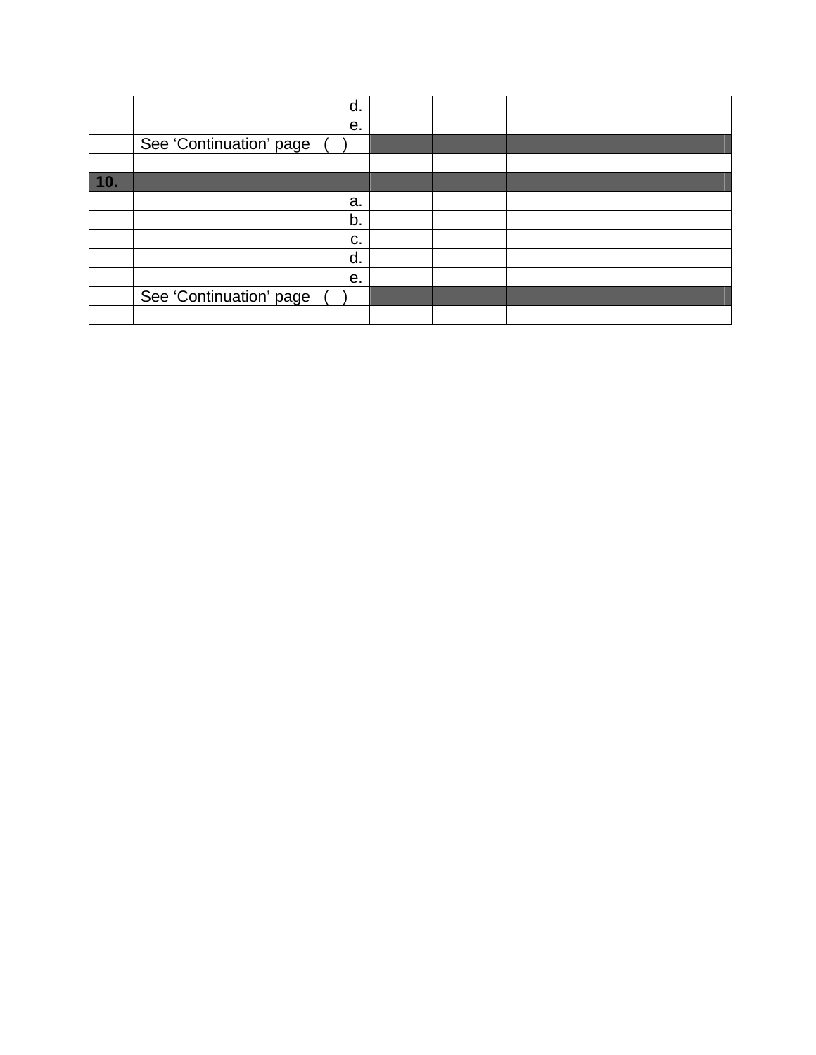| | | | | |
|---|---|---|---|---|
| | d. | | | |
| | e. | | | |
| | See ‘Continuation’ page ( ) | | | |
| | | | | |
| **10.** | | | | |
| | a. | | | |
| | b. | | | |
| | c. | | | |
| | d. | | | |
| | e. | | | |
| | See ‘Continuation’ page ( ) | | | |
| | | | | |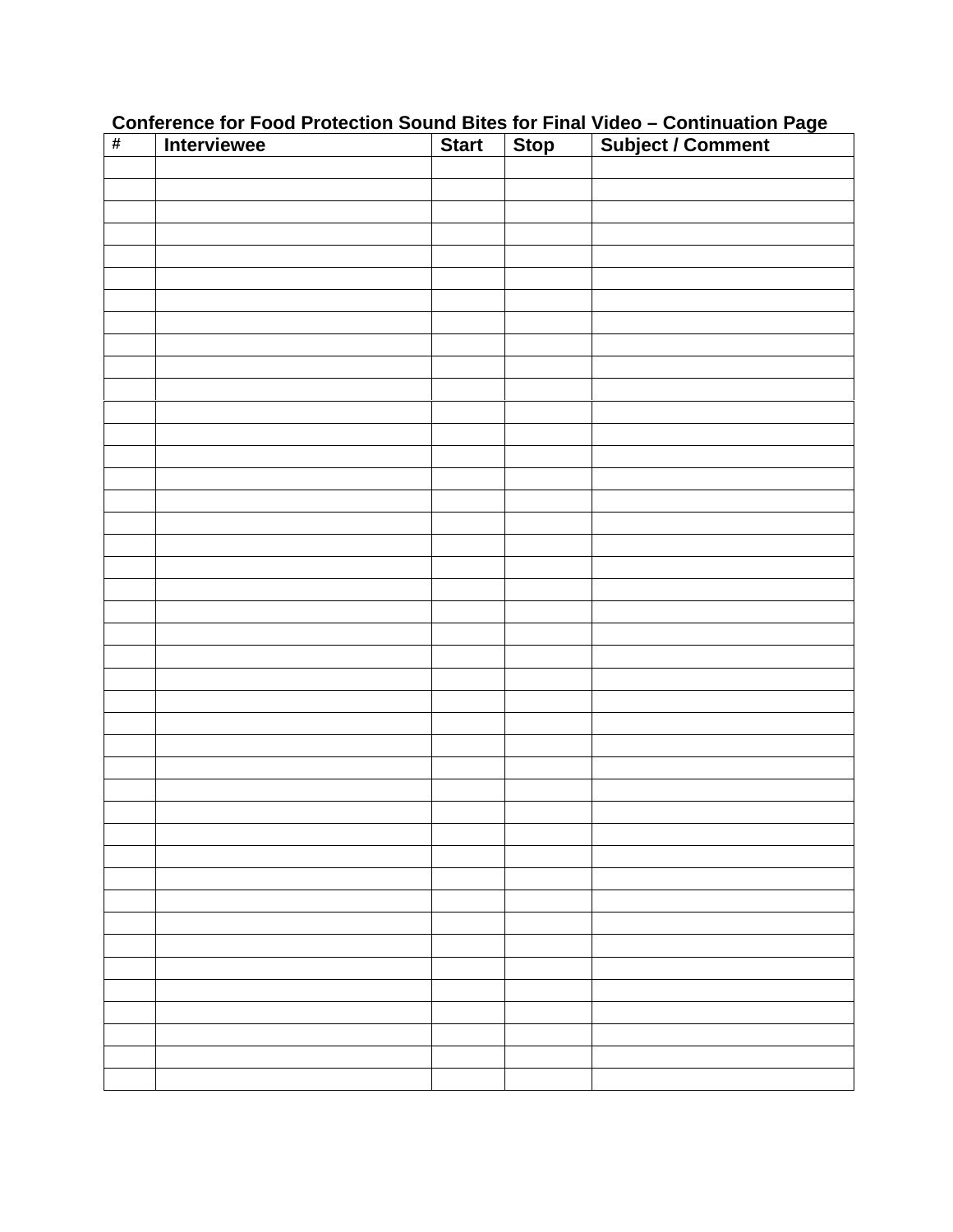**Conference for Food Protection Sound Bites for Final Video – Continuation Page**

| # | Interviewee | Start | Stop | Subject / Comment |
|---|---|---|---|---|
| | | | | |
| | | | | |
| | | | | |
| | | | | |
| | | | | |
| | | | | |
| | | | | |
| | | | | |
| | | | | |
| | | | | |
| | | | | |
| | | | | |
| | | | | |
| | | | | |
| | | | | |
| | | | | |
| | | | | |
| | | | | |
| | | | | |
| | | | | |
| | | | | |
| | | | | |
| | | | | |
| | | | | |
| | | | | |
| | | | | |
| | | | | |
| | | | | |
| | | | | |
| | | | | |
| | | | | |
| | | | | |
| | | | | |
| | | | | |
| | | | | |
| | | | | |
| | | | | |
| | | | | |
| | | | | |
| | | | | |
| | | | | |
| | | | | |